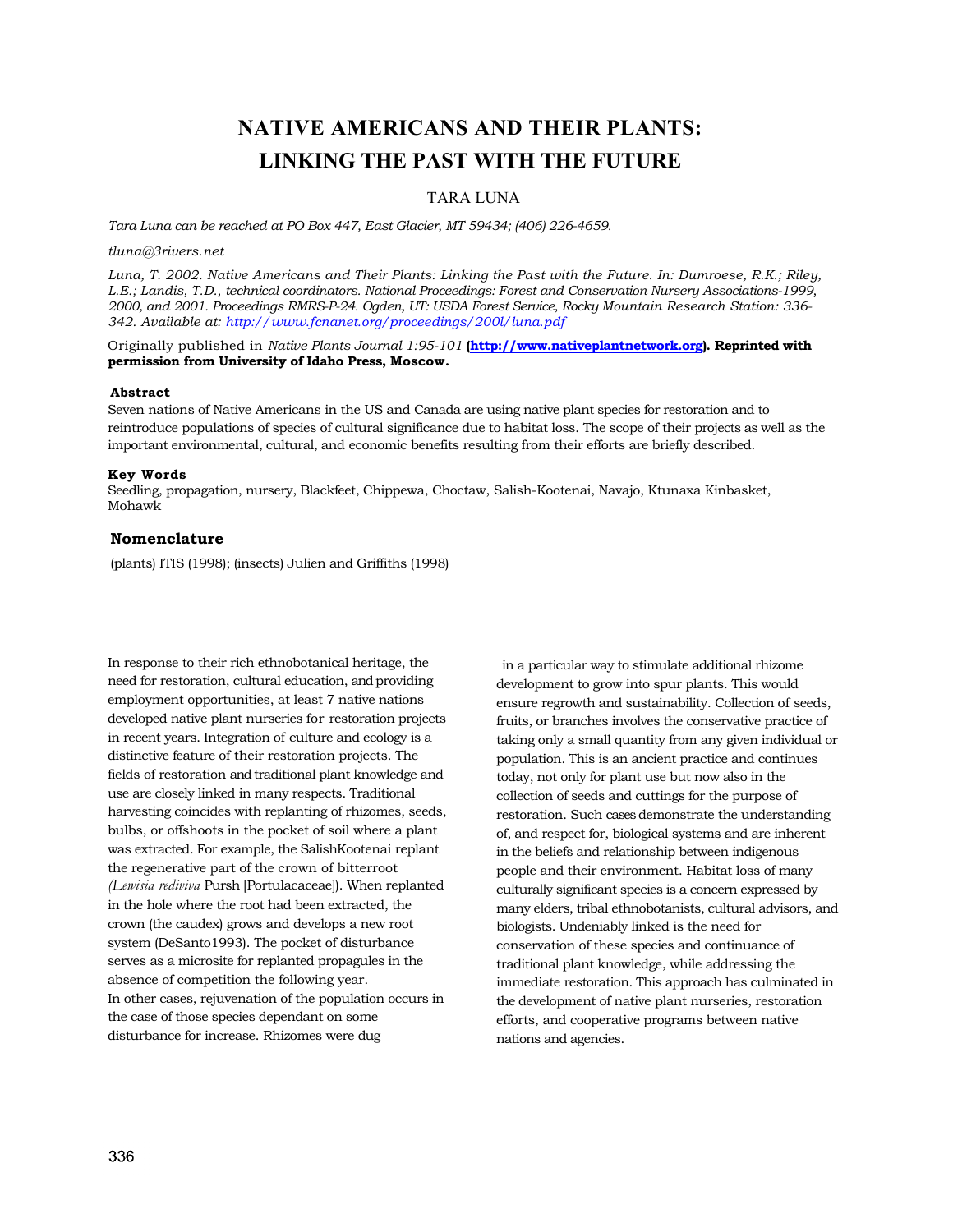# NATIVE AMERICANS AND THEIR PLANTS: LINKING THE PAST WITH THE FUTURE

TARA LUNA

*Tara Luna can be reached at PO Box 447, East Glacier, MT 59434; (406) 226-4659.*

*tluna@3rivers.net*

*Luna, T. 2002. Native Americans and Their Plants: Linking the Past with the Future. In: Dumroese, R.K.; Riley, L.E.; Landis, T.D., technical coordinators. National Proceedings: Forest and Conservation Nursery Associations-1999, 2000, and 2001. Proceedings RMRS-P-24. Ogden, UT: USDA Forest Service, Rocky Mountain Research Station: 336-342. Available at: http://www.fcnanet.org/proceedings/2001/luna.pdf*

Originally published in *Native Plants Journal 1:95-101* **(http://www.nativeplantnetwork.org). Reprinted with permission from University of Idaho Press, Moscow.**

**Abstract**

Seven nations of Native Americans in the US and Canada are using native plant species for restoration and to reintroduce populations of species of cultural significance due to habitat loss. The scope of their projects as well as the important environmental, cultural, and economic benefits resulting from their efforts are briefly described.

**Key Words**

Seedling, propagation, nursery, Blackfeet, Chippewa, Choctaw, Salish-Kootenai, Navajo, Ktunaxa Kinbasket, Mohawk

### Nomenclature

(plants) ITIS (1998); (insects) Julien and Griffiths (1998)

In response to their rich ethnobotanical heritage, the need for restoration, cultural education, and providing employment opportunities, at least 7 native nations developed native plant nurseries for restoration projects in recent years. Integration of culture and ecology is a distinctive feature of their restoration projects. The fields of restoration and traditional plant knowledge and use are closely linked in many respects. Traditional harvesting coincides with replanting of rhizomes, seeds, bulbs, or offshoots in the pocket of soil where a plant was extracted. For example, the SalishKootenai replant the regenerative part of the crown of bitterroot *(Lewisia rediviva* Pursh [Portulacaceae]). When replanted in the hole where the root had been extracted, the crown (the caudex) grows and develops a new root system (DeSanto1993). The pocket of disturbance serves as a microsite for replanted propagules in the absence of competition the following year.

In other cases, rejuvenation of the population occurs in the case of those species dependant on some disturbance for increase. Rhizomes were dug in a particular way to stimulate additional rhizome development to grow into spur plants. This would ensure regrowth and sustainability. Collection of seeds, fruits, or branches involves the conservative practice of taking only a small quantity from any given individual or population. This is an ancient practice and continues today, not only for plant use but now also in the collection of seeds and cuttings for the purpose of restoration. Such cases demonstrate the understanding of, and respect for, biological systems and are inherent in the beliefs and relationship between indigenous people and their environment. Habitat loss of many culturally significant species is a concern expressed by many elders, tribal ethnobotanists, cultural advisors, and biologists. Undeniably linked is the need for conservation of these species and continuance of traditional plant knowledge, while addressing the immediate restoration. This approach has culminated in the development of native plant nurseries, restoration efforts, and cooperative programs between native nations and agencies.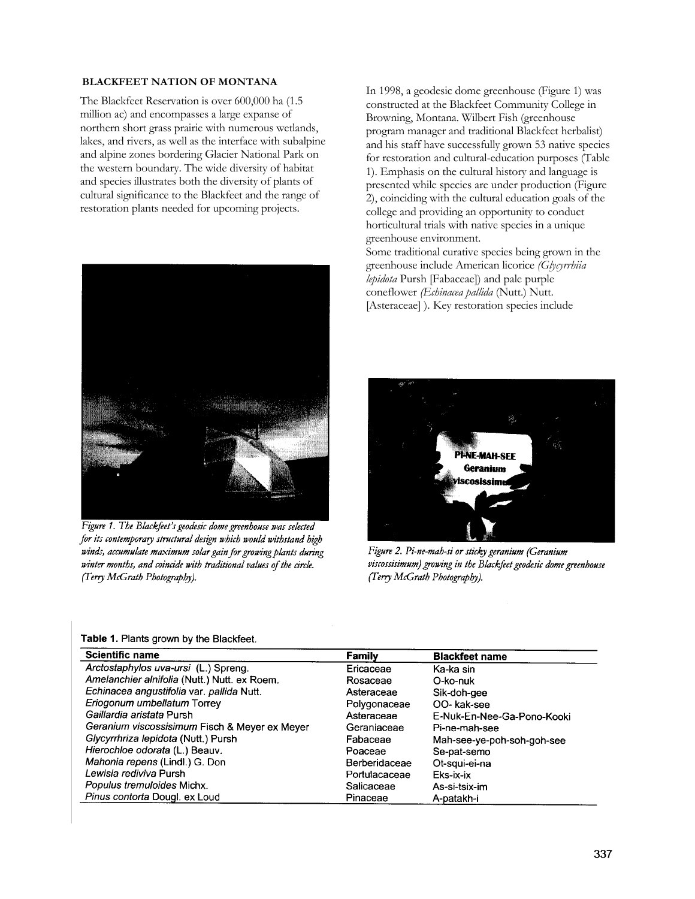## BLACKFEET NATION OF MONTANA

The Blackfeet Reservation is over 600,000 ha (1.5 million ac) and encompasses a large expanse of northern short grass prairie with numerous wetlands, lakes, and rivers, as well as the interface with subalpine and alpine zones bordering Glacier National Park on the western boundary. The wide diversity of habitat and species illustrates both the diversity of plants of cultural significance to the Blackfeet and the range of restoration plants needed for upcoming projects.

*Figure 1. The Blackfeet's geodesic dome greenhouse was selected for its contemporary structural design which would withstand high winds, accumulate maximum solar gain for growing plants during winter months, and coincide with traditional values of the circle. (Terry McGrath Photography).*

In 1998, a geodesic dome greenhouse (Figure 1) was constructed at the Blackfeet Community College in Browning, Montana. Wilbert Fish (greenhouse program manager and traditional Blackfeet herbalist) and his staff have successfully grown 53 native species for restoration and cultural-education purposes (Table 1). Emphasis on the cultural history and language is presented while species are under production (Figure 2), coinciding with the cultural education goals of the college and providing an opportunity to conduct horticultural trials with native species in a unique greenhouse environment.

Some traditional curative species being grown in the greenhouse include American licorice *(Glycyrrhiia lepidota* Pursh [Fabaceae]) and pale purple coneflower *(Echinacea pallida* (Nutt.) Nutt. [Asteraceae] ). Key restoration species include

PI-NE-MAH-SEE
Geranium
viscosissimu

*Figure 2. Pi-ne-mah-si or sticky geranium (Geranium viscossisimum) growing in the Blackfeet geodesic dome greenhouse (Terry McGrath Photography).*

**Table 1.** Plants grown by the Blackfeet.

| Scientific name | Family | Blackfeet name |
|---|---|---|
| *Arctostaphylos uva-ursi* (L.) Spreng. | Ericaceae | Ka-ka sin |
| *Amelanchier alnifolia* (Nutt.) Nutt. ex Roem. | Rosaceae | O-ko-nuk |
| *Echinacea angustifolia* var. *pallida* Nutt. | Asteraceae | Sik-doh-gee |
| *Eriogonum umbellatum* Torrey | Polygonaceae | OO- kak-see |
| *Gaillardia aristata* Pursh | Asteraceae | E-Nuk-En-Nee-Ga-Pono-Kooki |
| *Geranium viscossisimum* Fisch & Meyer ex Meyer | Geraniaceae | Pi-ne-mah-see |
| *Glycyrrhiza lepidota* (Nutt.) Pursh | Fabaceae | Mah-see-ye-poh-soh-goh-see |
| *Hierochloe odorata* (L.) Beauv. | Poaceae | Se-pat-semo |
| *Mahonia repens* (Lindl.) G. Don | Berberidaceae | Ot-squi-ei-na |
| *Lewisia rediviva* Pursh | Portulacaceae | Eks-ix-ix |
| *Populus tremuloides* Michx. | Salicaceae | As-si-tsix-im |
| *Pinus contorta* Dougl. ex Loud | Pinaceae | A-patakh-i |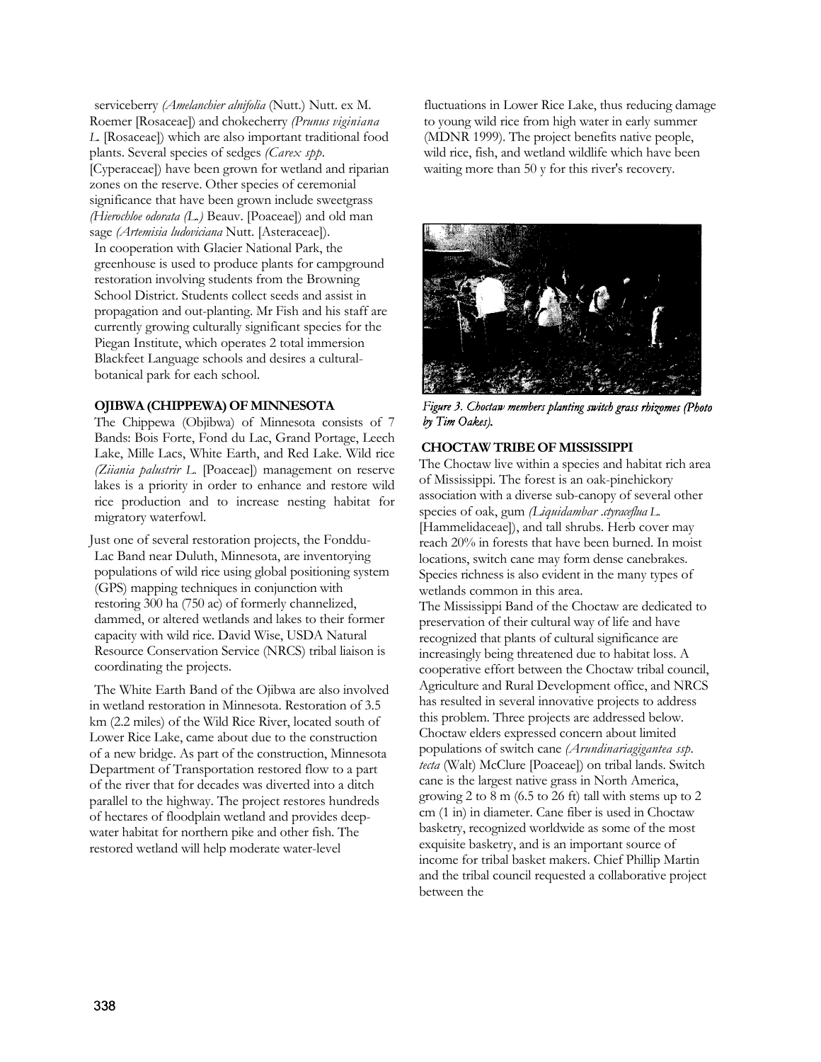serviceberry *(Amelanchier alnifolia* (Nutt.) Nutt. ex M. Roemer [Rosaceae]) and chokecherry *(Prunus viginiana L.* [Rosaceae]) which are also important traditional food plants. Several species of sedges *(Carex spp.* [Cyperaceae]) have been grown for wetland and riparian zones on the reserve. Other species of ceremonial significance that have been grown include sweetgrass *(Hierochloe odorata (L.)* Beauv. [Poaceae]) and old man sage *(Artemisia ludoviciana* Nutt. [Asteraceae]).

In cooperation with Glacier National Park, the greenhouse is used to produce plants for campground restoration involving students from the Browning School District. Students collect seeds and assist in propagation and out-planting. Mr Fish and his staff are currently growing culturally significant species for the Piegan Institute, which operates 2 total immersion Blackfeet Language schools and desires a cultural-botanical park for each school.

## OJIBWA (CHIPPEWA) OF MINNESOTA

The Chippewa (Objibwa) of Minnesota consists of 7 Bands: Bois Forte, Fond du Lac, Grand Portage, Leech Lake, Mille Lacs, White Earth, and Red Lake. Wild rice *(Ziiania palustrir L.* [Poaceae]) management on reserve lakes is a priority in order to enhance and restore wild rice production and to increase nesting habitat for migratory waterfowl.

Just one of several restoration projects, the Fonddu-Lac Band near Duluth, Minnesota, are inventorying populations of wild rice using global positioning system (GPS) mapping techniques in conjunction with restoring 300 ha (750 ac) of formerly channelized, dammed, or altered wetlands and lakes to their former capacity with wild rice. David Wise, USDA Natural Resource Conservation Service (NRCS) tribal liaison is coordinating the projects.

The White Earth Band of the Ojibwa are also involved in wetland restoration in Minnesota. Restoration of 3.5 km (2.2 miles) of the Wild Rice River, located south of Lower Rice Lake, came about due to the construction of a new bridge. As part of the construction, Minnesota Department of Transportation restored flow to a part of the river that for decades was diverted into a ditch parallel to the highway. The project restores hundreds of hectares of floodplain wetland and provides deep-water habitat for northern pike and other fish. The restored wetland will help moderate water-level fluctuations in Lower Rice Lake, thus reducing damage to young wild rice from high water in early summer (MDNR 1999). The project benefits native people, wild rice, fish, and wetland wildlife which have been waiting more than 50 y for this river's recovery.

*Figure 3. Choctaw members planting switch grass rhizomes (Photo by Tim Oakes).*

## CHOCTAW TRIBE OF MISSISSIPPI

The Choctaw live within a species and habitat rich area of Mississippi. The forest is an oak-pinehickory association with a diverse sub-canopy of several other species of oak, gum *(Liquidambar .ctyraceflua L.* [Hammelidaceae]), and tall shrubs. Herb cover may reach 20% in forests that have been burned. In moist locations, switch cane may form dense canebrakes. Species richness is also evident in the many types of wetlands common in this area.

The Mississippi Band of the Choctaw are dedicated to preservation of their cultural way of life and have recognized that plants of cultural significance are increasingly being threatened due to habitat loss. A cooperative effort between the Choctaw tribal council, Agriculture and Rural Development office, and NRCS has resulted in several innovative projects to address this problem. Three projects are addressed below. Choctaw elders expressed concern about limited populations of switch cane *(Arundinariagigantea ssp. tecta* (Walt) McClure [Poaceae]) on tribal lands. Switch cane is the largest native grass in North America, growing 2 to 8 m (6.5 to 26 ft) tall with stems up to 2 cm (1 in) in diameter. Cane fiber is used in Choctaw basketry, recognized worldwide as some of the most exquisite basketry, and is an important source of income for tribal basket makers. Chief Phillip Martin and the tribal council requested a collaborative project between the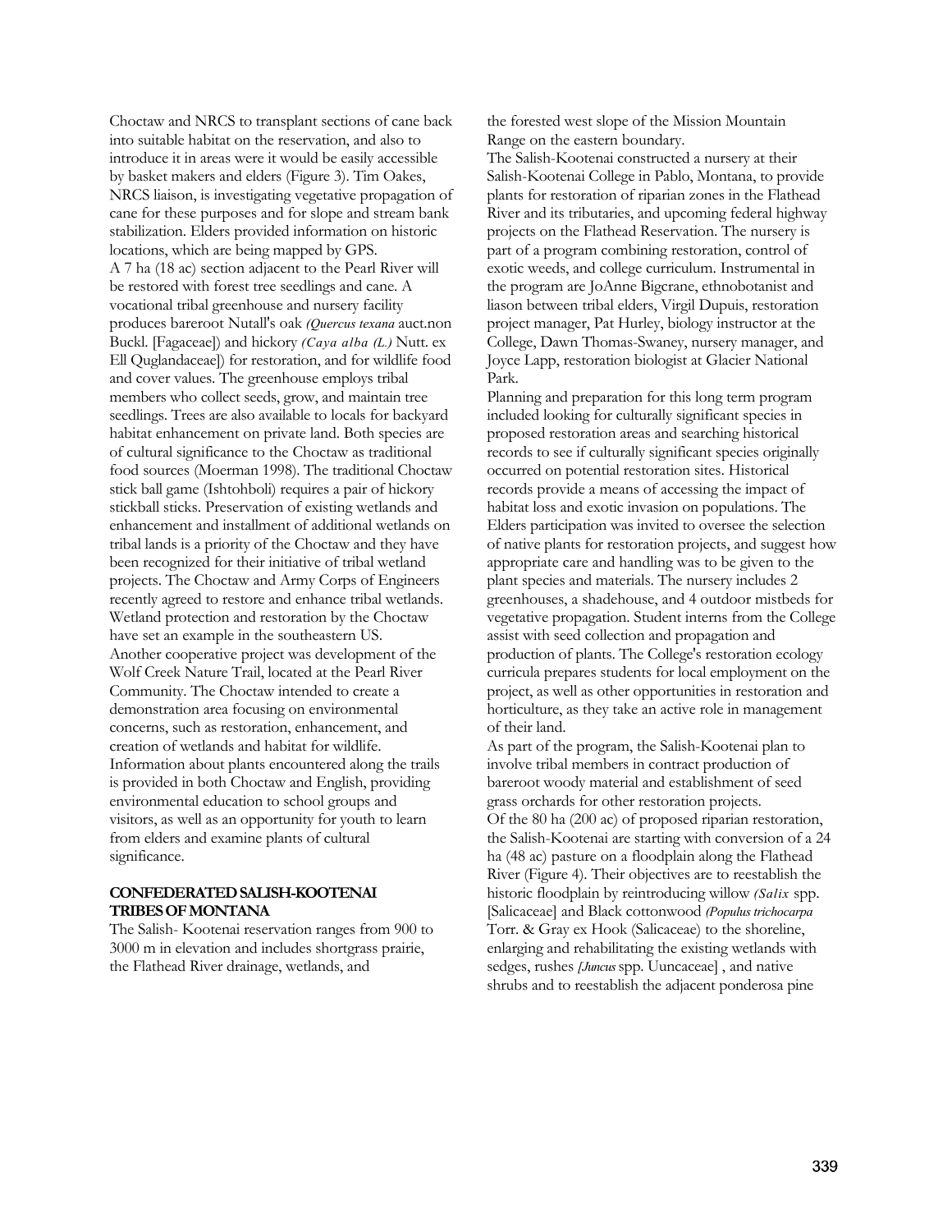Choctaw and NRCS to transplant sections of cane back into suitable habitat on the reservation, and also to introduce it in areas were it would be easily accessible by basket makers and elders (Figure 3). Tim Oakes, NRCS liaison, is investigating vegetative propagation of cane for these purposes and for slope and stream bank stabilization. Elders provided information on historic locations, which are being mapped by GPS.

A 7 ha (18 ac) section adjacent to the Pearl River will be restored with forest tree seedlings and cane. A vocational tribal greenhouse and nursery facility produces bareroot Nutall's oak *(Quercus texana* auct.non Buckl. [Fagaceae]) and hickory *(Caya alba (L.)* Nutt. ex Ell Quglandaceae]) for restoration, and for wildlife food and cover values. The greenhouse employs tribal members who collect seeds, grow, and maintain tree seedlings. Trees are also available to locals for backyard habitat enhancement on private land. Both species are of cultural significance to the Choctaw as traditional food sources (Moerman 1998). The traditional Choctaw stick ball game (Ishtohboli) requires a pair of hickory stickball sticks. Preservation of existing wetlands and enhancement and installment of additional wetlands on tribal lands is a priority of the Choctaw and they have been recognized for their initiative of tribal wetland projects. The Choctaw and Army Corps of Engineers recently agreed to restore and enhance tribal wetlands. Wetland protection and restoration by the Choctaw have set an example in the southeastern US.

Another cooperative project was development of the Wolf Creek Nature Trail, located at the Pearl River Community. The Choctaw intended to create a demonstration area focusing on environmental concerns, such as restoration, enhancement, and creation of wetlands and habitat for wildlife. Information about plants encountered along the trails is provided in both Choctaw and English, providing environmental education to school groups and visitors, as well as an opportunity for youth to learn from elders and examine plants of cultural significance.

## CONFEDERATED SALISH-KOOTENAI TRIBES OF MONTANA

The Salish- Kootenai reservation ranges from 900 to 3000 m in elevation and includes shortgrass prairie, the Flathead River drainage, wetlands, and the forested west slope of the Mission Mountain Range on the eastern boundary.

The Salish-Kootenai constructed a nursery at their Salish-Kootenai College in Pablo, Montana, to provide plants for restoration of riparian zones in the Flathead River and its tributaries, and upcoming federal highway projects on the Flathead Reservation. The nursery is part of a program combining restoration, control of exotic weeds, and college curriculum. Instrumental in the program are JoAnne Bigcrane, ethnobotanist and liason between tribal elders, Virgil Dupuis, restoration project manager, Pat Hurley, biology instructor at the College, Dawn Thomas-Swaney, nursery manager, and Joyce Lapp, restoration biologist at Glacier National Park.

Planning and preparation for this long term program included looking for culturally significant species in proposed restoration areas and searching historical records to see if culturally significant species originally occurred on potential restoration sites. Historical records provide a means of accessing the impact of habitat loss and exotic invasion on populations. The Elders participation was invited to oversee the selection of native plants for restoration projects, and suggest how appropriate care and handling was to be given to the plant species and materials. The nursery includes 2 greenhouses, a shadehouse, and 4 outdoor mistbeds for vegetative propagation. Student interns from the College assist with seed collection and propagation and production of plants. The College's restoration ecology curricula prepares students for local employment on the project, as well as other opportunities in restoration and horticulture, as they take an active role in management of their land.

As part of the program, the Salish-Kootenai plan to involve tribal members in contract production of bareroot woody material and establishment of seed grass orchards for other restoration projects.

Of the 80 ha (200 ac) of proposed riparian restoration, the Salish-Kootenai are starting with conversion of a 24 ha (48 ac) pasture on a floodplain along the Flathead River (Figure 4). Their objectives are to reestablish the historic floodplain by reintroducing willow *(Salix* spp. [Salicaceae] and Black cottonwood *(Populus trichocarpa* Torr. & Gray ex Hook (Salicaceae) to the shoreline, enlarging and rehabilitating the existing wetlands with sedges, rushes *[Juncus* spp. Uuncaceae] , and native shrubs and to reestablish the adjacent ponderosa pine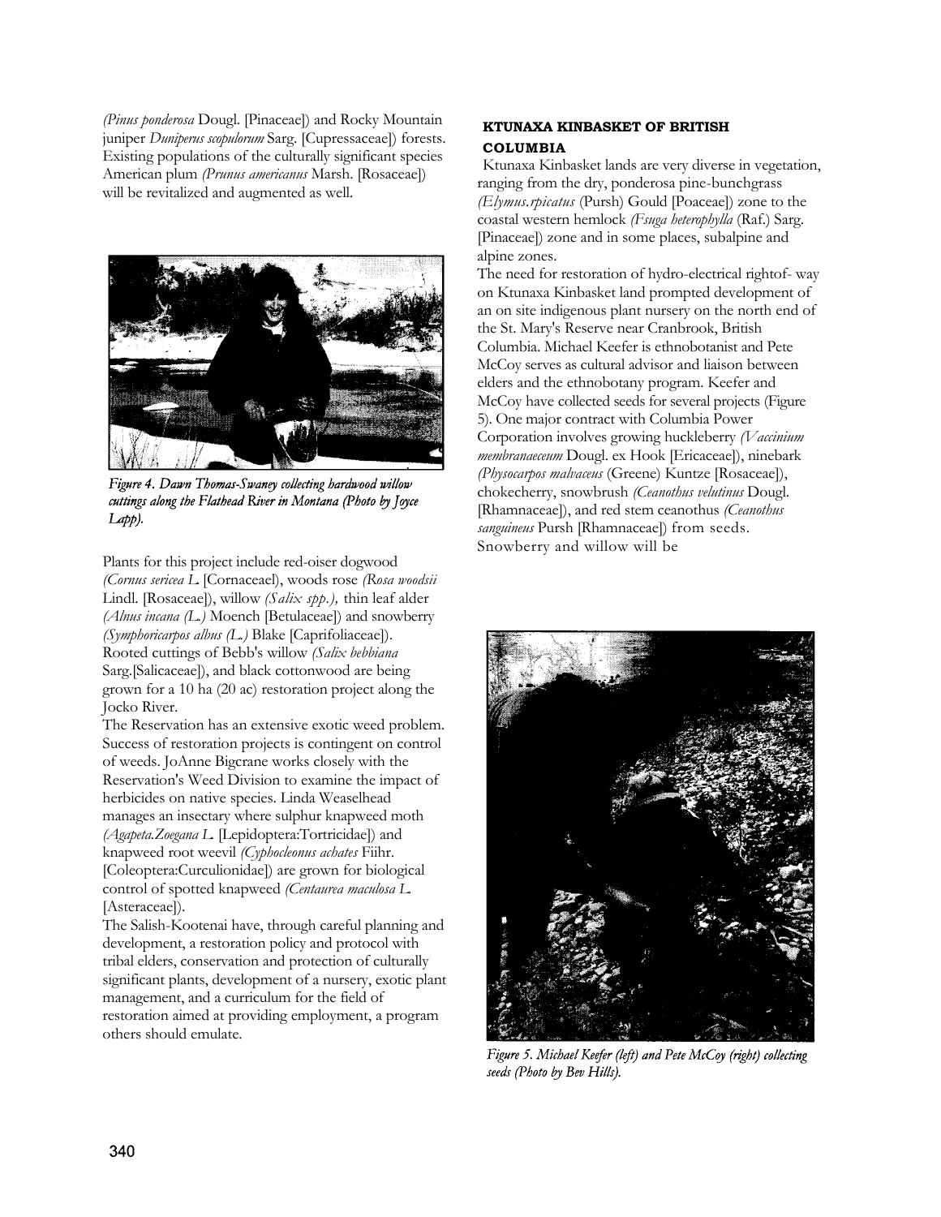*(Pinus ponderosa* Dougl. [Pinaceae]) and Rocky Mountain juniper *Duniperus scopulorum* Sarg. [Cupressaceae]) forests. Existing populations of the culturally significant species American plum *(Prunus americanus* Marsh. [Rosaceae]) will be revitalized and augmented as well.

*Figure 4. Dawn Thomas-Swaney collecting hardwood willow cuttings along the Flathead River in Montana (Photo by Joyce Lapp).*

Plants for this project include red-oiser dogwood *(Cornus sericea L.* [Cornaceael), woods rose *(Rosa woodsii* Lindl. [Rosaceae]), willow *(Salix spp.),* thin leaf alder *(Alnus incana (L.)* Moench [Betulaceae]) and snowberry *(Symphoricarpos albus (L.)* Blake [Caprifoliaceae]). Rooted cuttings of Bebb's willow *(Salix bebbiana* Sarg.[Salicaceae]), and black cottonwood are being grown for a 10 ha (20 ac) restoration project along the Jocko River.

The Reservation has an extensive exotic weed problem. Success of restoration projects is contingent on control of weeds. JoAnne Bigcrane works closely with the Reservation's Weed Division to examine the impact of herbicides on native species. Linda Weaselhead manages an insectary where sulphur knapweed moth *(Agapeta.Zoegana L.* [Lepidoptera:Tortricidae]) and knapweed root weevil *(Cyphocleonus achates* Fiihr. [Coleoptera:Curculionidae]) are grown for biological control of spotted knapweed *(Centaurea maculosa L.* [Asteraceae]).

The Salish-Kootenai have, through careful planning and development, a restoration policy and protocol with tribal elders, conservation and protection of culturally significant plants, development of a nursery, exotic plant management, and a curriculum for the field of restoration aimed at providing employment, a program others should emulate.

## KTUNAXA KINBASKET OF BRITISH COLUMBIA

Ktunaxa Kinbasket lands are very diverse in vegetation, ranging from the dry, ponderosa pine-bunchgrass *(Elymus.rpicatus* (Pursh) Gould [Poaceae]) zone to the coastal western hemlock *(Fsuga heterophylla* (Raf.) Sarg. [Pinaceae]) zone and in some places, subalpine and alpine zones.

The need for restoration of hydro-electrical rightof- way on Ktunaxa Kinbasket land prompted development of an on site indigenous plant nursery on the north end of the St. Mary's Reserve near Cranbrook, British Columbia. Michael Keefer is ethnobotanist and Pete McCoy serves as cultural advisor and liaison between elders and the ethnobotany program. Keefer and McCoy have collected seeds for several projects (Figure 5). One major contract with Columbia Power Corporation involves growing huckleberry *(Vaccinium membranaeceum* Dougl. ex Hook [Ericaceae]), ninebark *(Physocarpos malvaceus* (Greene) Kuntze [Rosaceae]), chokecherry, snowbrush *(Ceanothus velutinus* Dougl. [Rhamnaceae]), and red stem ceanothus *(Ceanothus sanguineus* Pursh [Rhamnaceae]) from seeds. Snowberry and willow will be

*Figure 5. Michael Keefer (left) and Pete McCoy (right) collecting seeds (Photo by Bev Hills).*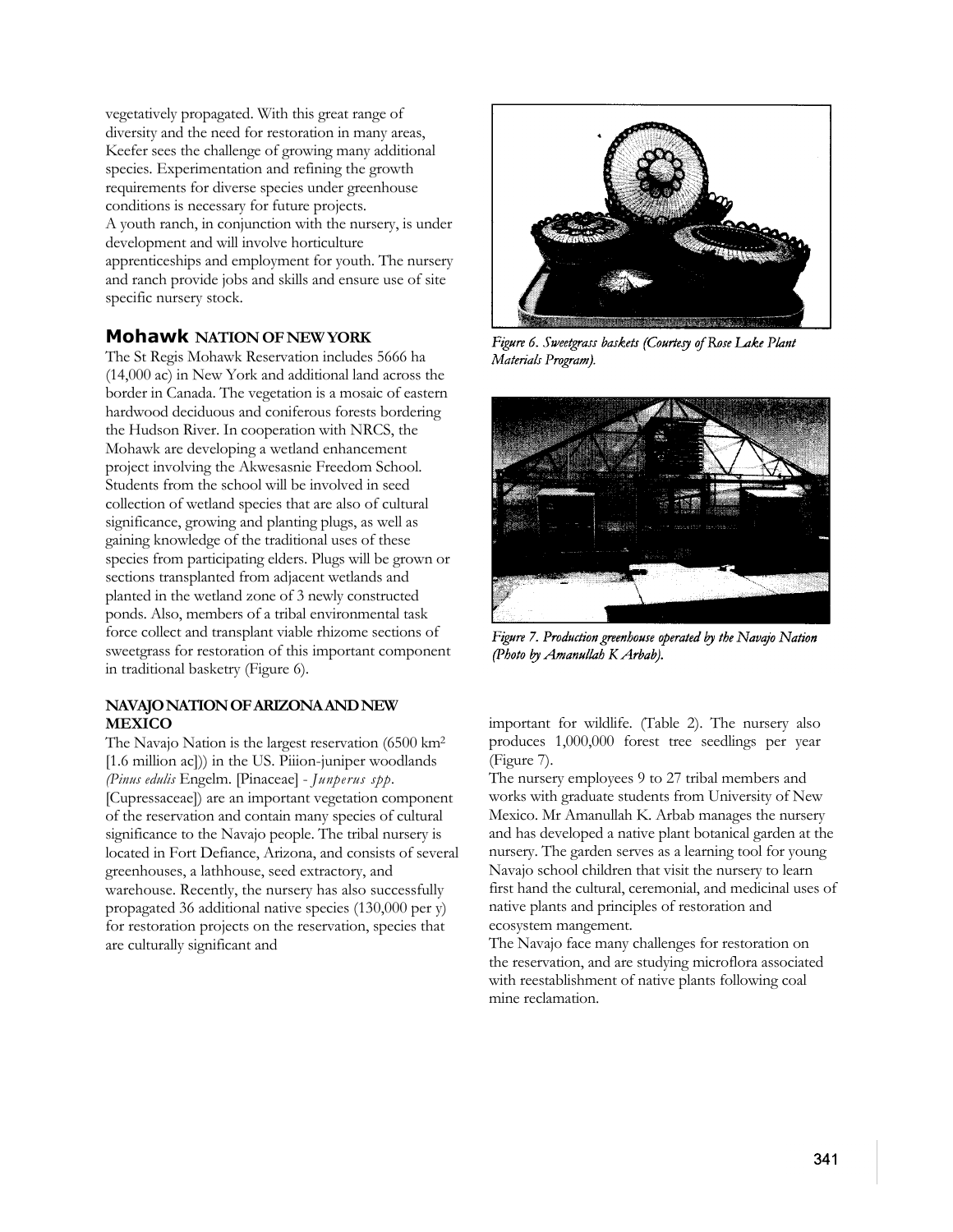vegetatively propagated. With this great range of diversity and the need for restoration in many areas, Keefer sees the challenge of growing many additional species. Experimentation and refining the growth requirements for diverse species under greenhouse conditions is necessary for future projects.

A youth ranch, in conjunction with the nursery, is under development and will involve horticulture apprenticeships and employment for youth. The nursery and ranch provide jobs and skills and ensure use of site specific nursery stock.

## Mohawk NATION OF NEW YORK

The St Regis Mohawk Reservation includes 5666 ha (14,000 ac) in New York and additional land across the border in Canada. The vegetation is a mosaic of eastern hardwood deciduous and coniferous forests bordering the Hudson River. In cooperation with NRCS, the Mohawk are developing a wetland enhancement project involving the Akwesasnie Freedom School. Students from the school will be involved in seed collection of wetland species that are also of cultural significance, growing and planting plugs, as well as gaining knowledge of the traditional uses of these species from participating elders. Plugs will be grown or sections transplanted from adjacent wetlands and planted in the wetland zone of 3 newly constructed ponds. Also, members of a tribal environmental task force collect and transplant viable rhizome sections of sweetgrass for restoration of this important component in traditional basketry (Figure 6).

*Figure 6. Sweetgrass baskets (Courtesy of Rose Lake Plant Materials Program).*

*Figure 7. Production greenhouse operated by the Navajo Nation (Photo by Amanullah K Arbab).*

## NAVAJO NATION OF ARIZONA AND NEW MEXICO

The Navajo Nation is the largest reservation (6500 km$^2$ [1.6 million ac])) in the US. Piiion-juniper woodlands *(Pinus edulis* Engelm. [Pinaceae] - *Junperus spp*. [Cupressaceae]) are an important vegetation component of the reservation and contain many species of cultural significance to the Navajo people. The tribal nursery is located in Fort Defiance, Arizona, and consists of several greenhouses, a lathhouse, seed extractory, and warehouse. Recently, the nursery has also successfully propagated 36 additional native species (130,000 per y) for restoration projects on the reservation, species that are culturally significant and important for wildlife. (Table 2). The nursery also produces 1,000,000 forest tree seedlings per year (Figure 7).

The nursery employees 9 to 27 tribal members and works with graduate students from University of New Mexico. Mr Amanullah K. Arbab manages the nursery and has developed a native plant botanical garden at the nursery. The garden serves as a learning tool for young Navajo school children that visit the nursery to learn first hand the cultural, ceremonial, and medicinal uses of native plants and principles of restoration and ecosystem mangement.

The Navajo face many challenges for restoration on the reservation, and are studying microflora associated with reestablishment of native plants following coal mine reclamation.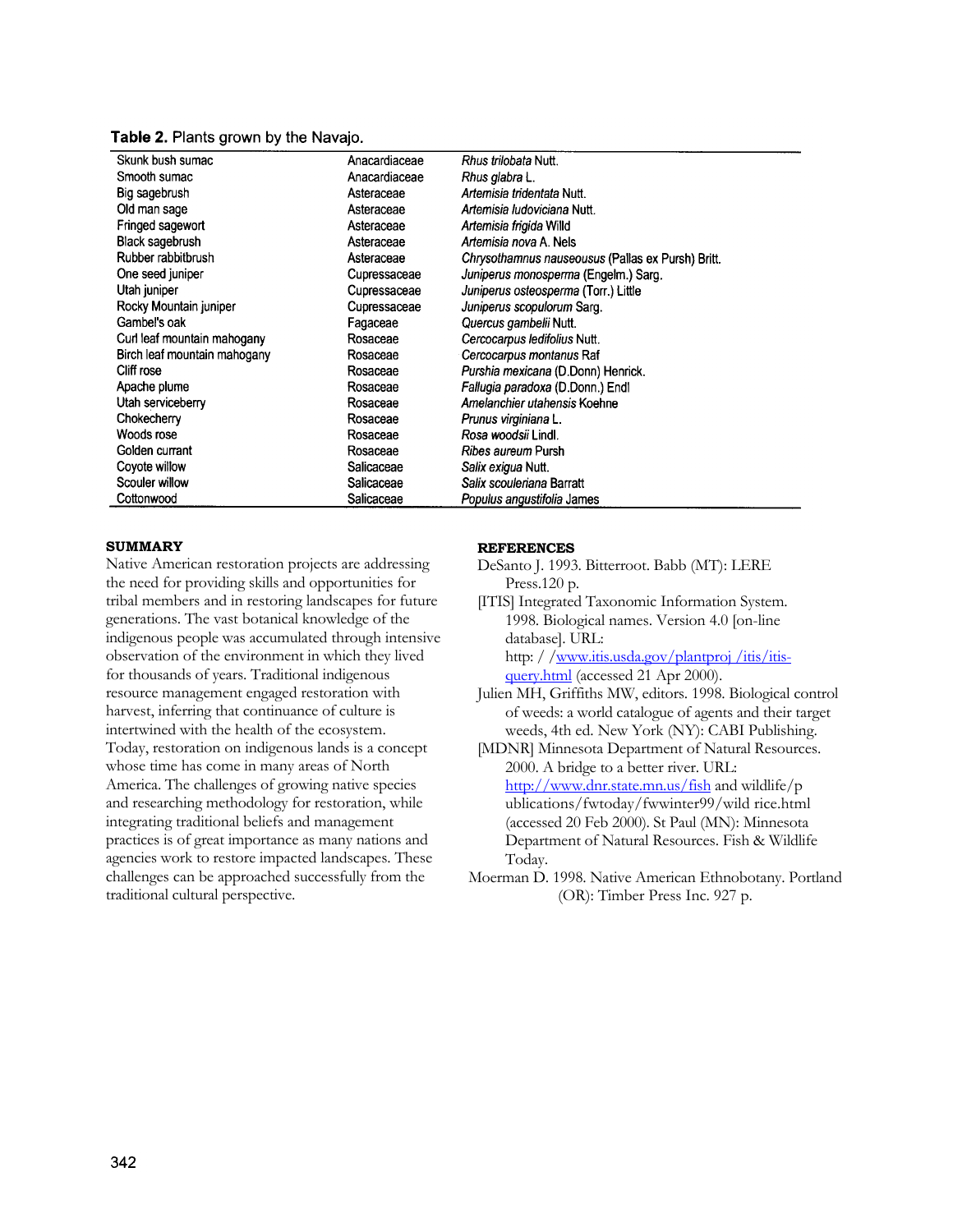**Table 2.** Plants grown by the Navajo.

| | | |
|---|---|---|
| Skunk bush sumac | Anacardiaceae | *Rhus trilobata* Nutt. |
| Smooth sumac | Anacardiaceae | *Rhus glabra* L. |
| Big sagebrush | Asteraceae | *Artemisia tridentata* Nutt. |
| Old man sage | Asteraceae | *Artemisia ludoviciana* Nutt. |
| Fringed sagewort | Asteraceae | *Artemisia frigida* Willd |
| Black sagebrush | Asteraceae | *Artemisia nova* A. Nels |
| Rubber rabbitbrush | Asteraceae | *Chrysothamnus nauseousus* (Pallas ex Pursh) Britt. |
| One seed juniper | Cupressaceae | *Juniperus monosperma* (Engelm.) Sarg. |
| Utah juniper | Cupressaceae | *Juniperus osteosperma* (Torr.) Little |
| Rocky Mountain juniper | Cupressaceae | *Juniperus scopulorum* Sarg. |
| Gambel's oak | Fagaceae | *Quercus gambelii* Nutt. |
| Curl leaf mountain mahogany | Rosaceae | *Cercocarpus ledifolius* Nutt. |
| Birch leaf mountain mahogany | Rosaceae | *Cercocarpus montanus* Raf |
| Cliff rose | Rosaceae | *Purshia mexicana* (D.Donn) Henrick. |
| Apache plume | Rosaceae | *Fallugia paradoxa* (D.Donn.) Endl |
| Utah serviceberry | Rosaceae | *Amelanchier utahensis* Koehne |
| Chokecherry | Rosaceae | *Prunus virginiana* L. |
| Woods rose | Rosaceae | *Rosa woodsii* Lindl. |
| Golden currant | Rosaceae | *Ribes aureum* Pursh |
| Coyote willow | Salicaceae | *Salix exigua* Nutt. |
| Scouler willow | Salicaceae | *Salix scouleriana* Barratt |
| Cottonwood | Salicaceae | *Populus angustifolia* James |

## SUMMARY

Native American restoration projects are addressing the need for providing skills and opportunities for tribal members and in restoring landscapes for future generations. The vast botanical knowledge of the indigenous people was accumulated through intensive observation of the environment in which they lived for thousands of years. Traditional indigenous resource management engaged restoration with harvest, inferring that continuance of culture is intertwined with the health of the ecosystem. Today, restoration on indigenous lands is a concept whose time has come in many areas of North America. The challenges of growing native species and researching methodology for restoration, while integrating traditional beliefs and management practices is of great importance as many nations and agencies work to restore impacted landscapes. These challenges can be approached successfully from the traditional cultural perspective.

## REFERENCES

DeSanto J. 1993. Bitterroot. Babb (MT): LERE Press.120 p.

[ITIS] Integrated Taxonomic Information System. 1998. Biological names. Version 4.0 [on-line database]. URL: http: / /www.itis.usda.gov/plantproj /itis/itis-query.html (accessed 21 Apr 2000).

Julien MH, Griffiths MW, editors. 1998. Biological control of weeds: a world catalogue of agents and their target weeds, 4th ed. New York (NY): CABI Publishing.

[MDNR] Minnesota Department of Natural Resources. 2000. A bridge to a better river. URL: http://www.dnr.state.mn.us/fish and wildlife/publications/fwtoday/fwwinter99/wild rice.html (accessed 20 Feb 2000). St Paul (MN): Minnesota Department of Natural Resources. Fish & Wildlife Today.

Moerman D. 1998. Native American Ethnobotany. Portland (OR): Timber Press Inc. 927 p.